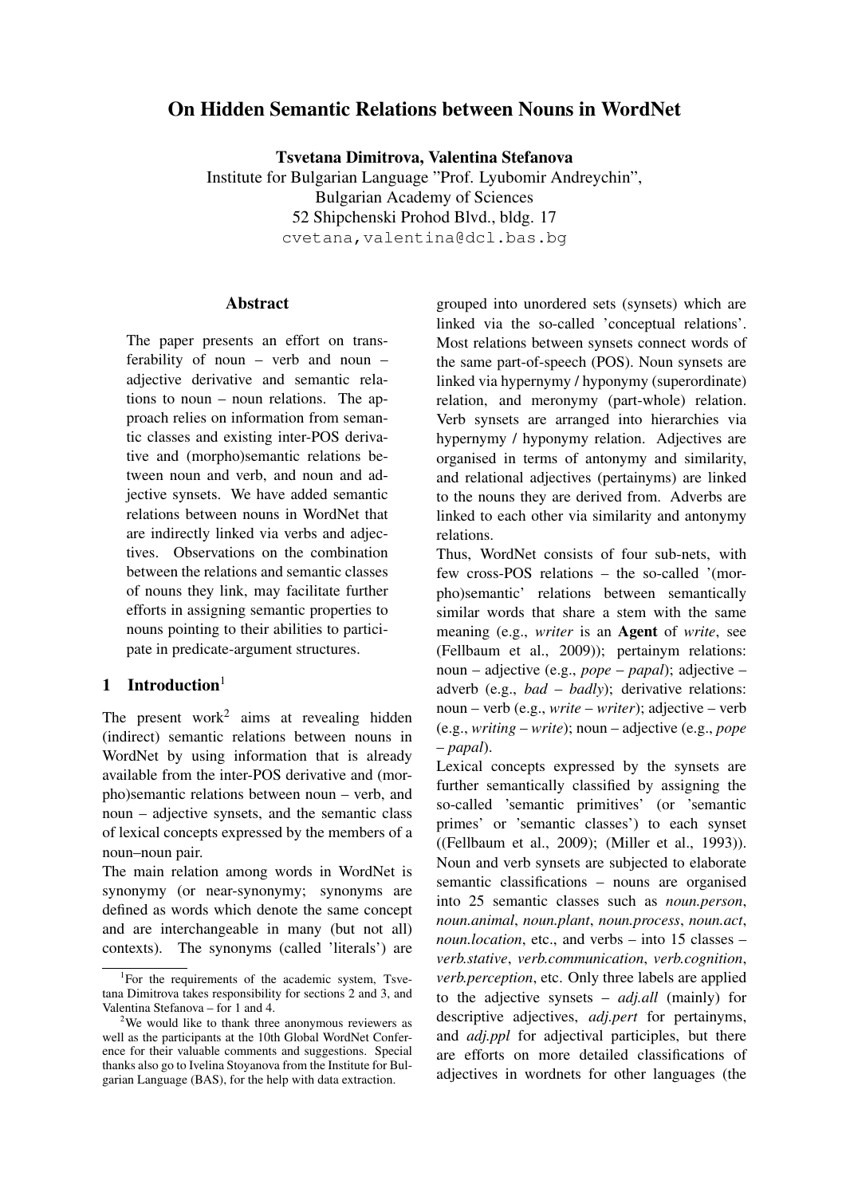# On Hidden Semantic Relations between Nouns in WordNet

**Tsvetana Dimitrova, Valentina Stefanova**
Institute for Bulgarian Language "Prof. Lyubomir Andreychin",
Bulgarian Academy of Sciences
52 Shipchenski Prohod Blvd., bldg. 17
`cvetana,valentina@dcl.bas.bg`

## Abstract

The paper presents an effort on transferability of noun – verb and noun – adjective derivative and semantic relations to noun – noun relations. The approach relies on information from semantic classes and existing inter-POS derivative and (morpho)semantic relations between noun and verb, and noun and adjective synsets. We have added semantic relations between nouns in WordNet that are indirectly linked via verbs and adjectives. Observations on the combination between the relations and semantic classes of nouns they link, may facilitate further efforts in assigning semantic properties to nouns pointing to their abilities to participate in predicate-argument structures.

## 1 Introduction[1]

The present work[2] aims at revealing hidden (indirect) semantic relations between nouns in WordNet by using information that is already available from the inter-POS derivative and (morpho)semantic relations between noun – verb, and noun – adjective synsets, and the semantic class of lexical concepts expressed by the members of a noun–noun pair.

The main relation among words in WordNet is synonymy (or near-synonymy; synonyms are defined as words which denote the same concept and are interchangeable in many (but not all) contexts). The synonyms (called 'literals') are grouped into unordered sets (synsets) which are linked via the so-called 'conceptual relations'. Most relations between synsets connect words of the same part-of-speech (POS). Noun synsets are linked via hypernymy / hyponymy (superordinate) relation, and meronymy (part-whole) relation. Verb synsets are arranged into hierarchies via hypernymy / hyponymy relation. Adjectives are organised in terms of antonymy and similarity, and relational adjectives (pertainyms) are linked to the nouns they are derived from. Adverbs are linked to each other via similarity and antonymy relations.

Thus, WordNet consists of four sub-nets, with few cross-POS relations – the so-called '(morpho)semantic' relations between semantically similar words that share a stem with the same meaning (e.g., *writer* is an **Agent** of *write*, see (Fellbaum et al., 2009)); pertainym relations: noun – adjective (e.g., *pope – papal*); adjective – adverb (e.g., *bad – badly*); derivative relations: noun – verb (e.g., *write – writer*); adjective – verb (e.g., *writing – write*); noun – adjective (e.g., *pope – papal*).

Lexical concepts expressed by the synsets are further semantically classified by assigning the so-called 'semantic primitives' (or 'semantic primes' or 'semantic classes') to each synset ((Fellbaum et al., 2009); (Miller et al., 1993)). Noun and verb synsets are subjected to elaborate semantic classifications – nouns are organised into 25 semantic classes such as *noun.person*, *noun.animal*, *noun.plant*, *noun.process*, *noun.act*, *noun.location*, etc., and verbs – into 15 classes – *verb.stative*, *verb.communication*, *verb.cognition*, *verb.perception*, etc. Only three labels are applied to the adjective synsets – *adj.all* (mainly) for descriptive adjectives, *adj.pert* for pertainyms, and *adj.ppl* for adjectival participles, but there are efforts on more detailed classifications of adjectives in wordnets for other languages (the

---

[1] For the requirements of the academic system, Tsvetana Dimitrova takes responsibility for sections 2 and 3, and Valentina Stefanova – for 1 and 4.

[2] We would like to thank three anonymous reviewers as well as the participants at the 10th Global WordNet Conference for their valuable comments and suggestions. Special thanks also go to Ivelina Stoyanova from the Institute for Bulgarian Language (BAS), for the help with data extraction.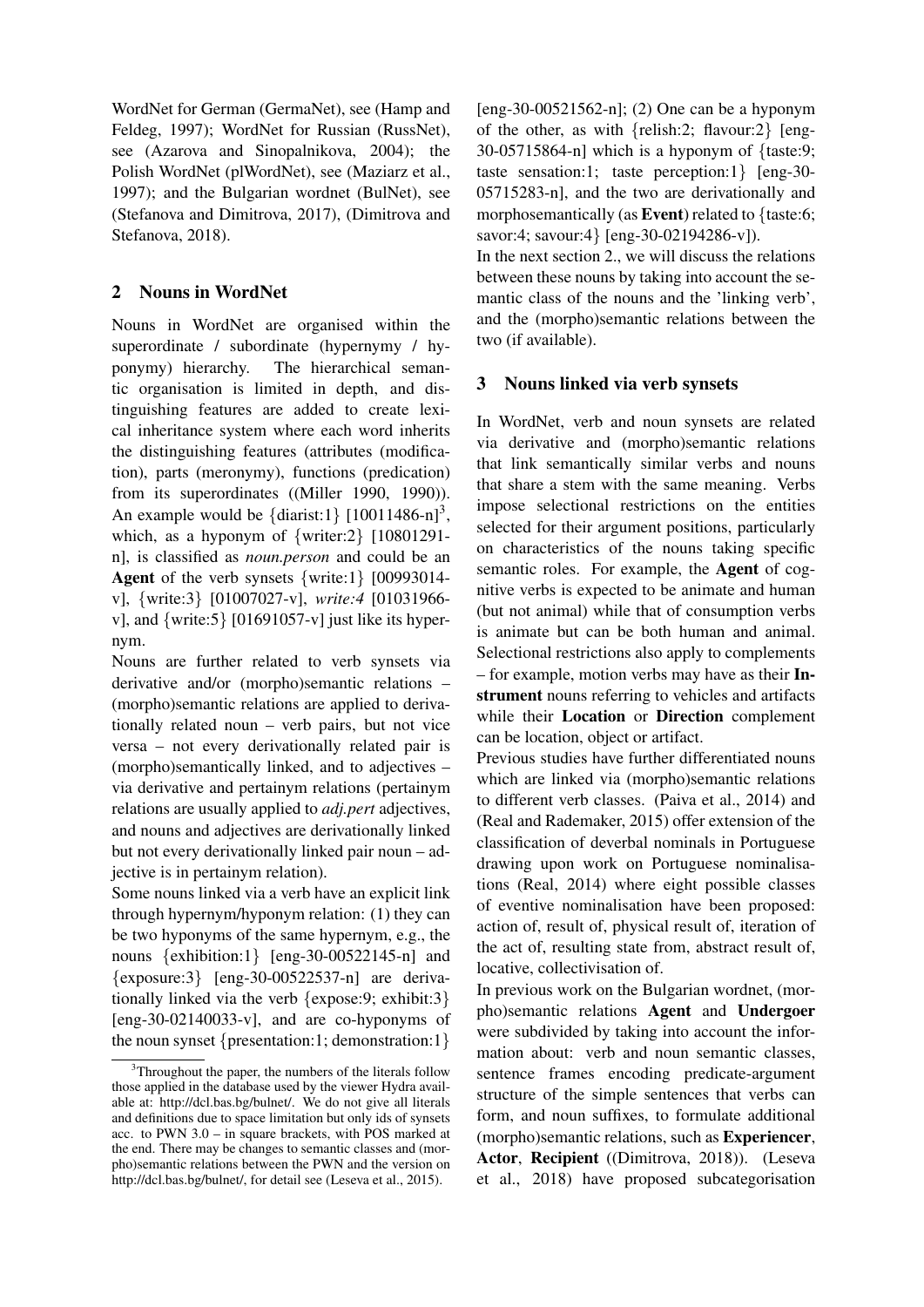WordNet for German (GermaNet), see (Hamp and Feldeg, 1997); WordNet for Russian (RussNet), see (Azarova and Sinopalnikova, 2004); the Polish WordNet (plWordNet), see (Maziarz et al., 1997); and the Bulgarian wordnet (BulNet), see (Stefanova and Dimitrova, 2017), (Dimitrova and Stefanova, 2018).

## 2 Nouns in WordNet

Nouns in WordNet are organised within the superordinate / subordinate (hypernymy / hyponymy) hierarchy. The hierarchical semantic organisation is limited in depth, and distinguishing features are added to create lexical inheritance system where each word inherits the distinguishing features (attributes (modification), parts (meronymy), functions (predication) from its superordinates ((Miller 1990, 1990)). An example would be {diarist:1} [10011486-n][3], which, as a hyponym of {writer:2} [10801291-n], is classified as *noun.person* and could be an **Agent** of the verb synsets {write:1} [00993014-v], {write:3} [01007027-v], *write:4* [01031966-v], and {write:5} [01691057-v] just like its hypernym.

Nouns are further related to verb synsets via derivative and/or (morpho)semantic relations – (morpho)semantic relations are applied to derivationally related noun – verb pairs, but not vice versa – not every derivationally related pair is (morpho)semantically linked, and to adjectives – via derivative and pertainym relations (pertainym relations are usually applied to *adj.pert* adjectives, and nouns and adjectives are derivationally linked but not every derivationally linked pair noun – adjective is in pertainym relation).

Some nouns linked via a verb have an explicit link through hypernym/hyponym relation: (1) they can be two hyponyms of the same hypernym, e.g., the nouns {exhibition:1} [eng-30-00522145-n] and {exposure:3} [eng-30-00522537-n] are derivationally linked via the verb {expose:9; exhibit:3} [eng-30-02140033-v], and are co-hyponyms of the noun synset {presentation:1; demonstration:1} [eng-30-00521562-n]; (2) One can be a hyponym of the other, as with {relish:2; flavour:2} [eng-30-05715864-n] which is a hyponym of {taste:9; taste sensation:1; taste perception:1} [eng-30-05715283-n], and the two are derivationally and morphosemantically (as **Event**) related to {taste:6; savor:4; savour:4} [eng-30-02194286-v]).

In the next section 2., we will discuss the relations between these nouns by taking into account the semantic class of the nouns and the 'linking verb', and the (morpho)semantic relations between the two (if available).

## 3 Nouns linked via verb synsets

In WordNet, verb and noun synsets are related via derivative and (morpho)semantic relations that link semantically similar verbs and nouns that share a stem with the same meaning. Verbs impose selectional restrictions on the entities selected for their argument positions, particularly on characteristics of the nouns taking specific semantic roles. For example, the **Agent** of cognitive verbs is expected to be animate and human (but not animal) while that of consumption verbs is animate but can be both human and animal. Selectional restrictions also apply to complements – for example, motion verbs may have as their **Instrument** nouns referring to vehicles and artifacts while their **Location** or **Direction** complement can be location, object or artifact.

Previous studies have further differentiated nouns which are linked via (morpho)semantic relations to different verb classes. (Paiva et al., 2014) and (Real and Rademaker, 2015) offer extension of the classification of deverbal nominals in Portuguese drawing upon work on Portuguese nominalisations (Real, 2014) where eight possible classes of eventive nominalisation have been proposed: action of, result of, physical result of, iteration of the act of, resulting state from, abstract result of, locative, collectivisation of.

In previous work on the Bulgarian wordnet, (morpho)semantic relations **Agent** and **Undergoer** were subdivided by taking into account the information about: verb and noun semantic classes, sentence frames encoding predicate-argument structure of the simple sentences that verbs can form, and noun suffixes, to formulate additional (morpho)semantic relations, such as **Experiencer**, **Actor**, **Recipient** ((Dimitrova, 2018)). (Leseva et al., 2018) have proposed subcategorisation

[3]Throughout the paper, the numbers of the literals follow those applied in the database used by the viewer Hydra available at: http://dcl.bas.bg/bulnet/. We do not give all literals and definitions due to space limitation but only ids of synsets acc. to PWN 3.0 – in square brackets, with POS marked at the end. There may be changes to semantic classes and (morpho)semantic relations between the PWN and the version on http://dcl.bas.bg/bulnet/, for detail see (Leseva et al., 2015).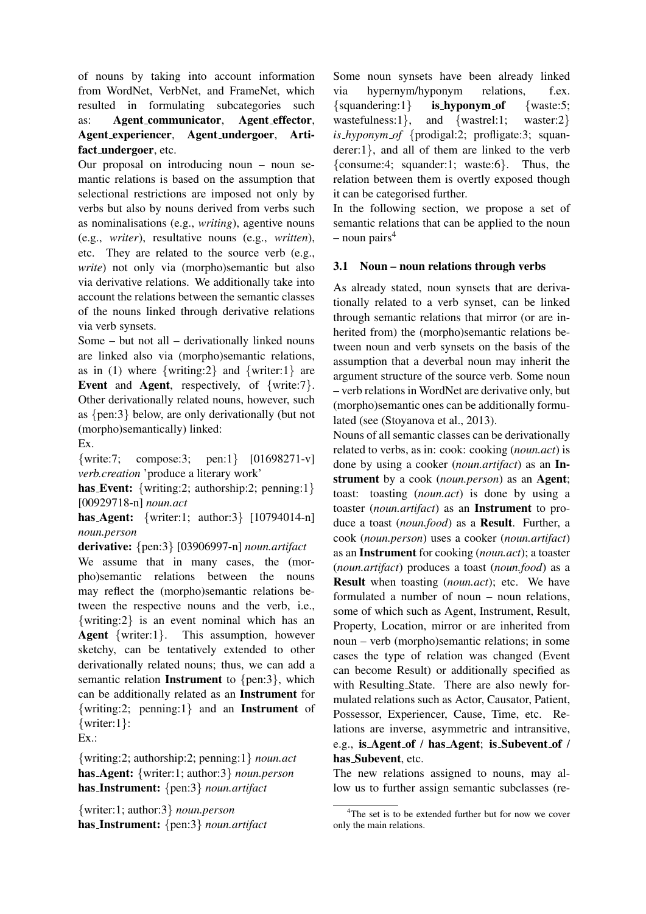of nouns by taking into account information from WordNet, VerbNet, and FrameNet, which resulted in formulating subcategories such as: **Agent_communicator**, **Agent_effector**, **Agent_experiencer**, **Agent_undergoer**, **Artifact_undergoer**, etc.

Our proposal on introducing noun – noun semantic relations is based on the assumption that selectional restrictions are imposed not only by verbs but also by nouns derived from verbs such as nominalisations (e.g., *writing*), agentive nouns (e.g., *writer*), resultative nouns (e.g., *written*), etc. They are related to the source verb (e.g., *write*) not only via (morpho)semantic but also via derivative relations. We additionally take into account the relations between the semantic classes of the nouns linked through derivative relations via verb synsets.

Some – but not all – derivationally linked nouns are linked also via (morpho)semantic relations, as in (1) where {writing:2} and {writer:1} are **Event** and **Agent**, respectively, of {write:7}. Other derivationally related nouns, however, such as {pen:3} below, are only derivationally (but not (morpho)semantically) linked:

Ex.

{write:7; compose:3; pen:1} [01698271-v] *verb.creation* 'produce a literary work'

**has_Event:** {writing:2; authorship:2; penning:1} [00929718-n] *noun.act*

**has_Agent:** {writer:1; author:3} [10794014-n] *noun.person*

**derivative:** {pen:3} [03906997-n] *noun.artifact*

We assume that in many cases, the (morpho)semantic relations between the nouns may reflect the (morpho)semantic relations between the respective nouns and the verb, i.e., {writing:2} is an event nominal which has an **Agent** {writer:1}. This assumption, however sketchy, can be tentatively extended to other derivationally related nouns; thus, we can add a semantic relation **Instrument** to {pen:3}, which can be additionally related as an **Instrument** for {writing:2; penning:1} and an **Instrument** of {writer:1}:

Ex.:

{writing:2; authorship:2; penning:1} *noun.act*
**has_Agent:** {writer:1; author:3} *noun.person*
**has_Instrument:** {pen:3} *noun.artifact*

{writer:1; author:3} *noun.person*
**has_Instrument:** {pen:3} *noun.artifact*

Some noun synsets have been already linked via hypernym/hyponym relations, f.ex. {squandering:1} **is_hyponym_of** {waste:5; wastefulness:1}, and {wastrel:1; waster:2} *is_hyponym_of* {prodigal:2; profligate:3; squanderer:1}, and all of them are linked to the verb {consume:4; squander:1; waste:6}. Thus, the relation between them is overtly exposed though it can be categorised further.

In the following section, we propose a set of semantic relations that can be applied to the noun – noun pairs[4]

### 3.1 Noun – noun relations through verbs

As already stated, noun synsets that are derivationally related to a verb synset, can be linked through semantic relations that mirror (or are inherited from) the (morpho)semantic relations between noun and verb synsets on the basis of the assumption that a deverbal noun may inherit the argument structure of the source verb. Some noun – verb relations in WordNet are derivative only, but (morpho)semantic ones can be additionally formulated (see (Stoyanova et al., 2013).

Nouns of all semantic classes can be derivationally related to verbs, as in: cook: cooking (*noun.act*) is done by using a cooker (*noun.artifact*) as an **Instrument** by a cook (*noun.person*) as an **Agent**; toast: toasting (*noun.act*) is done by using a toaster (*noun.artifact*) as an **Instrument** to produce a toast (*noun.food*) as a **Result**. Further, a cook (*noun.person*) uses a cooker (*noun.artifact*) as an **Instrument** for cooking (*noun.act*); a toaster (*noun.artifact*) produces a toast (*noun.food*) as a **Result** when toasting (*noun.act*); etc. We have formulated a number of noun – noun relations, some of which such as Agent, Instrument, Result, Property, Location, mirror or are inherited from noun – verb (morpho)semantic relations; in some cases the type of relation was changed (Event can become Result) or additionally specified as with Resulting_State. There are also newly formulated relations such as Actor, Causator, Patient, Possessor, Experiencer, Cause, Time, etc. Relations are inverse, asymmetric and intransitive, e.g., **is_Agent_of / has_Agent**; **is_Subevent_of / has_Subevent**, etc.

The new relations assigned to nouns, may allow us to further assign semantic subclasses (re-

[4] The set is to be extended further but for now we cover only the main relations.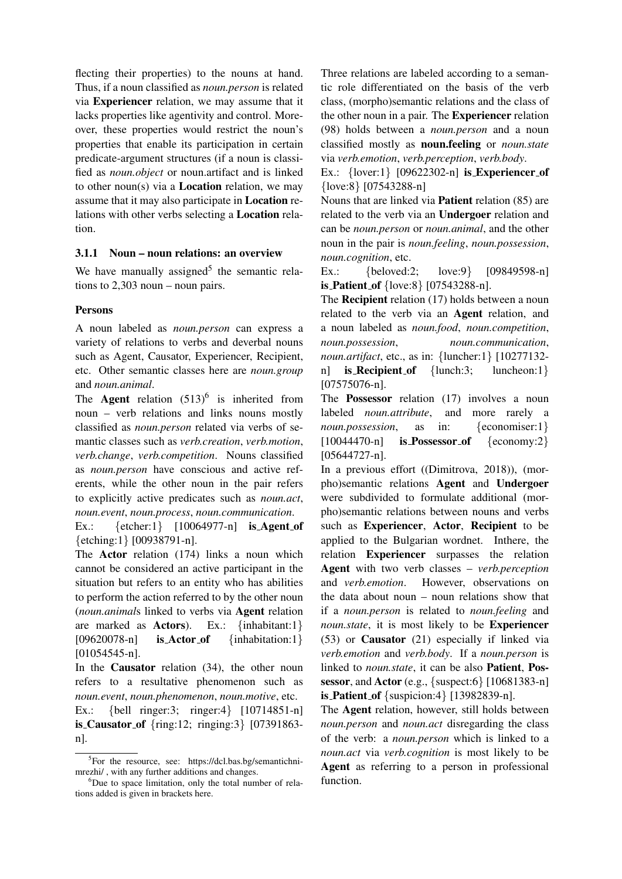flecting their properties) to the nouns at hand. Thus, if a noun classified as *noun.person* is related via **Experiencer** relation, we may assume that it lacks properties like agentivity and control. Moreover, these properties would restrict the noun's properties that enable its participation in certain predicate-argument structures (if a noun is classified as *noun.object* or noun.artifact and is linked to other noun(s) via a **Location** relation, we may assume that it may also participate in **Location** relations with other verbs selecting a **Location** relation.

#### 3.1.1 Noun – noun relations: an overview

We have manually assigned[5] the semantic relations to 2,303 noun – noun pairs.

**Persons**

A noun labeled as *noun.person* can express a variety of relations to verbs and deverbal nouns such as Agent, Causator, Experiencer, Recipient, etc. Other semantic classes here are *noun.group* and *noun.animal*.

The **Agent** relation (513)[6] is inherited from noun – verb relations and links nouns mostly classified as *noun.person* related via verbs of semantic classes such as *verb.creation*, *verb.motion*, *verb.change*, *verb.competition*. Nouns classified as *noun.person* have conscious and active referents, while the other noun in the pair refers to explicitly active predicates such as *noun.act*, *noun.event*, *noun.process*, *noun.communication*.

Ex.: {etcher:1} [10064977-n] **is_Agent_of** {etching:1} [00938791-n].

The **Actor** relation (174) links a noun which cannot be considered an active participant in the situation but refers to an entity who has abilities to perform the action referred to by the other noun (*noun.animal*s linked to verbs via **Agent** relation are marked as **Actors**). Ex.: {inhabitant:1} [09620078-n] **is_Actor_of** {inhabitation:1} [01054545-n].

In the **Causator** relation (34), the other noun refers to a resultative phenomenon such as *noun.event*, *noun.phenomenon*, *noun.motive*, etc.

Ex.: {bell ringer:3; ringer:4} [10714851-n] **is_Causator_of** {ring:12; ringing:3} [07391863-n].

Three relations are labeled according to a semantic role differentiated on the basis of the verb class, (morpho)semantic relations and the class of the other noun in a pair. The **Experiencer** relation (98) holds between a *noun.person* and a noun classified mostly as **noun.feeling** or *noun.state* via *verb.emotion*, *verb.perception*, *verb.body*.

Ex.: {lover:1} [09622302-n] **is_Experiencer_of** {love:8} [07543288-n]

Nouns that are linked via **Patient** relation (85) are related to the verb via an **Undergoer** relation and can be *noun.person* or *noun.animal*, and the other noun in the pair is *noun.feeling*, *noun.possession*, *noun.cognition*, etc.

Ex.: {beloved:2; love:9} [09849598-n] **is_Patient_of** {love:8} [07543288-n].

The **Recipient** relation (17) holds between a noun related to the verb via an **Agent** relation, and a noun labeled as *noun.food*, *noun.competition*, *noun.possession*, *noun.communication*, *noun.artifact*, etc., as in: {luncher:1} [10277132-n] **is_Recipient_of** {lunch:3; luncheon:1} [07575076-n].

The **Possessor** relation (17) involves a noun labeled *noun.attribute*, and more rarely a *noun.possession*, as in: {economiser:1} [10044470-n] **is_Possessor_of** {economy:2} [05644727-n].

In a previous effort ((Dimitrova, 2018)), (morpho)semantic relations **Agent** and **Undergoer** were subdivided to formulate additional (morpho)semantic relations between nouns and verbs such as **Experiencer**, **Actor**, **Recipient** to be applied to the Bulgarian wordnet. Inthere, the relation **Experiencer** surpasses the relation **Agent** with two verb classes – *verb.perception* and *verb.emotion*. However, observations on the data about noun – noun relations show that if a *noun.person* is related to *noun.feeling* and *noun.state*, it is most likely to be **Experiencer** (53) or **Causator** (21) especially if linked via *verb.emotion* and *verb.body*. If a *noun.person* is linked to *noun.state*, it can be also **Patient**, **Possessor**, and **Actor** (e.g., {suspect:6} [10681383-n] **is_Patient_of** {suspicion:4} [13982839-n].

The **Agent** relation, however, still holds between *noun.person* and *noun.act* disregarding the class of the verb: a *noun.person* which is linked to a *noun.act* via *verb.cognition* is most likely to be **Agent** as referring to a person in professional function.

[5] For the resource, see: https://dcl.bas.bg/semantichnimrezhi/ , with any further additions and changes.

[6] Due to space limitation, only the total number of relations added is given in brackets here.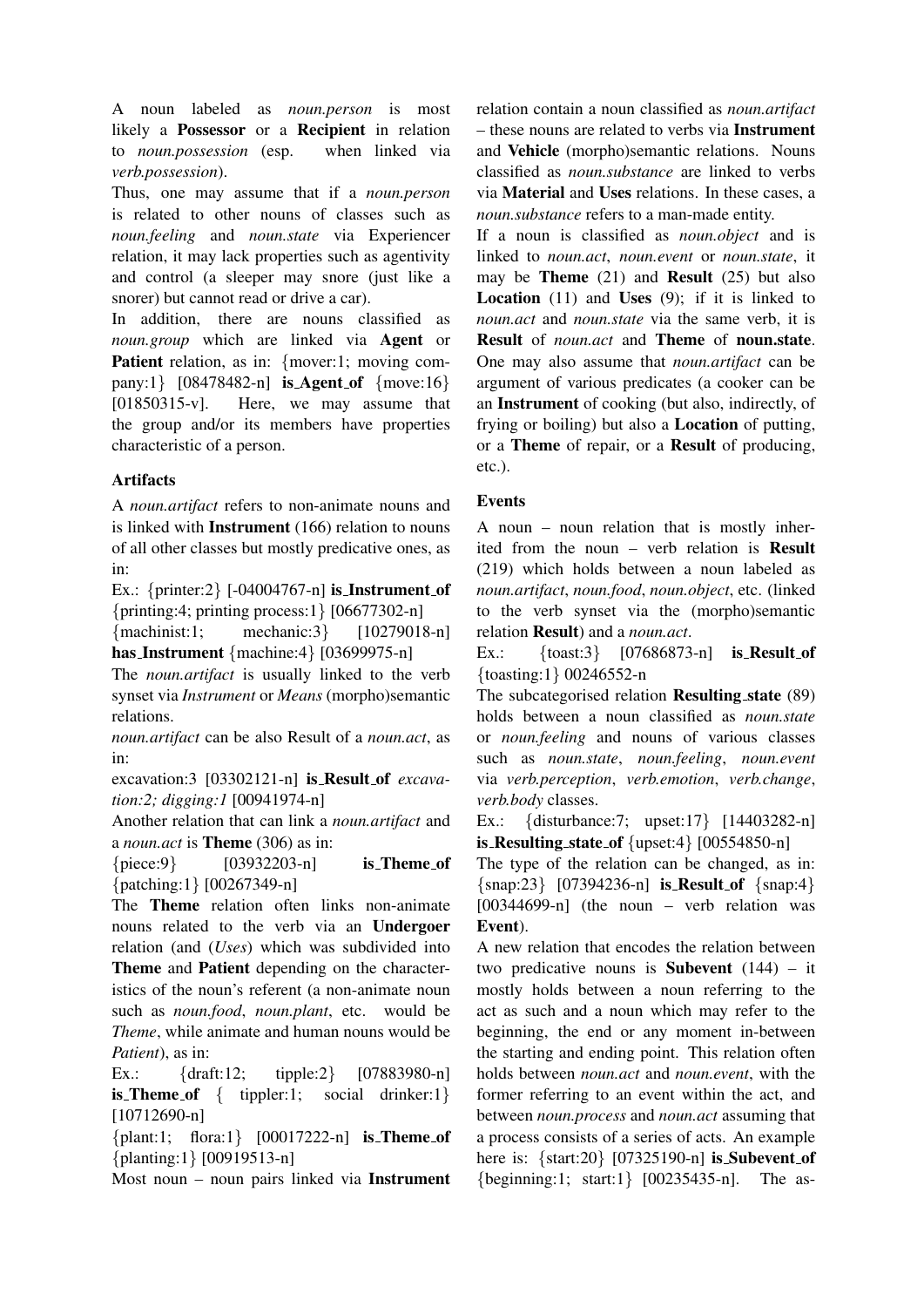A noun labeled as *noun.person* is most likely a **Possessor** or a **Recipient** in relation to *noun.possession* (esp. when linked via *verb.possession*).

Thus, one may assume that if a *noun.person* is related to other nouns of classes such as *noun.feeling* and *noun.state* via Experiencer relation, it may lack properties such as agentivity and control (a sleeper may snore (just like a snorer) but cannot read or drive a car).

In addition, there are nouns classified as *noun.group* which are linked via **Agent** or **Patient** relation, as in: {mover:1; moving company:1} [08478482-n] **is_Agent_of** {move:16} [01850315-v]. Here, we may assume that the group and/or its members have properties characteristic of a person.

**Artifacts**

A *noun.artifact* refers to non-animate nouns and is linked with **Instrument** (166) relation to nouns of all other classes but mostly predicative ones, as in:

Ex.: {printer:2} [-04004767-n] **is_Instrument_of** {printing:4; printing process:1} [06677302-n]

{machinist:1; mechanic:3} [10279018-n] **has_Instrument** {machine:4} [03699975-n]

The *noun.artifact* is usually linked to the verb synset via *Instrument* or *Means* (morpho)semantic relations.

*noun.artifact* can be also Result of a *noun.act*, as in:

excavation:3 [03302121-n] **is_Result_of** *excavation:2; digging:1* [00941974-n]

Another relation that can link a *noun.artifact* and a *noun.act* is **Theme** (306) as in:

{piece:9} [03932203-n] **is_Theme_of** {patching:1} [00267349-n]

The **Theme** relation often links non-animate nouns related to the verb via an **Undergoer** relation (and (*Uses*) which was subdivided into **Theme** and **Patient** depending on the characteristics of the noun's referent (a non-animate noun such as *noun.food*, *noun.plant*, etc. would be *Theme*, while animate and human nouns would be *Patient*), as in:

Ex.: {draft:12; tipple:2} [07883980-n] **is_Theme_of** { tippler:1; social drinker:1} [10712690-n]

{plant:1; flora:1} [00017222-n] **is_Theme_of** {planting:1} [00919513-n]

Most noun – noun pairs linked via **Instrument** relation contain a noun classified as *noun.artifact* – these nouns are related to verbs via **Instrument** and **Vehicle** (morpho)semantic relations. Nouns classified as *noun.substance* are linked to verbs via **Material** and **Uses** relations. In these cases, a *noun.substance* refers to a man-made entity.

If a noun is classified as *noun.object* and is linked to *noun.act*, *noun.event* or *noun.state*, it may be **Theme** (21) and **Result** (25) but also **Location** (11) and **Uses** (9); if it is linked to *noun.act* and *noun.state* via the same verb, it is **Result** of *noun.act* and **Theme** of **noun.state**. One may also assume that *noun.artifact* can be argument of various predicates (a cooker can be an **Instrument** of cooking (but also, indirectly, of frying or boiling) but also a **Location** of putting, or a **Theme** of repair, or a **Result** of producing, etc.).

**Events**

A noun – noun relation that is mostly inherited from the noun – verb relation is **Result** (219) which holds between a noun labeled as *noun.artifact*, *noun.food*, *noun.object*, etc. (linked to the verb synset via the (morpho)semantic relation **Result**) and a *noun.act*.

Ex.: {toast:3} [07686873-n] **is_Result_of** {toasting:1} 00246552-n

The subcategorised relation **Resulting_state** (89) holds between a noun classified as *noun.state* or *noun.feeling* and nouns of various classes such as *noun.state*, *noun.feeling*, *noun.event* via *verb.perception*, *verb.emotion*, *verb.change*, *verb.body* classes.

Ex.: {disturbance:7; upset:17} [14403282-n] **is_Resulting_state_of** {upset:4} [00554850-n]

The type of the relation can be changed, as in: {snap:23} [07394236-n] **is_Result_of** {snap:4} [00344699-n] (the noun – verb relation was **Event**).

A new relation that encodes the relation between two predicative nouns is **Subevent** (144) – it mostly holds between a noun referring to the act as such and a noun which may refer to the beginning, the end or any moment in-between the starting and ending point. This relation often holds between *noun.act* and *noun.event*, with the former referring to an event within the act, and between *noun.process* and *noun.act* assuming that a process consists of a series of acts. An example here is: {start:20} [07325190-n] **is_Subevent_of** {beginning:1; start:1} [00235435-n]. The as-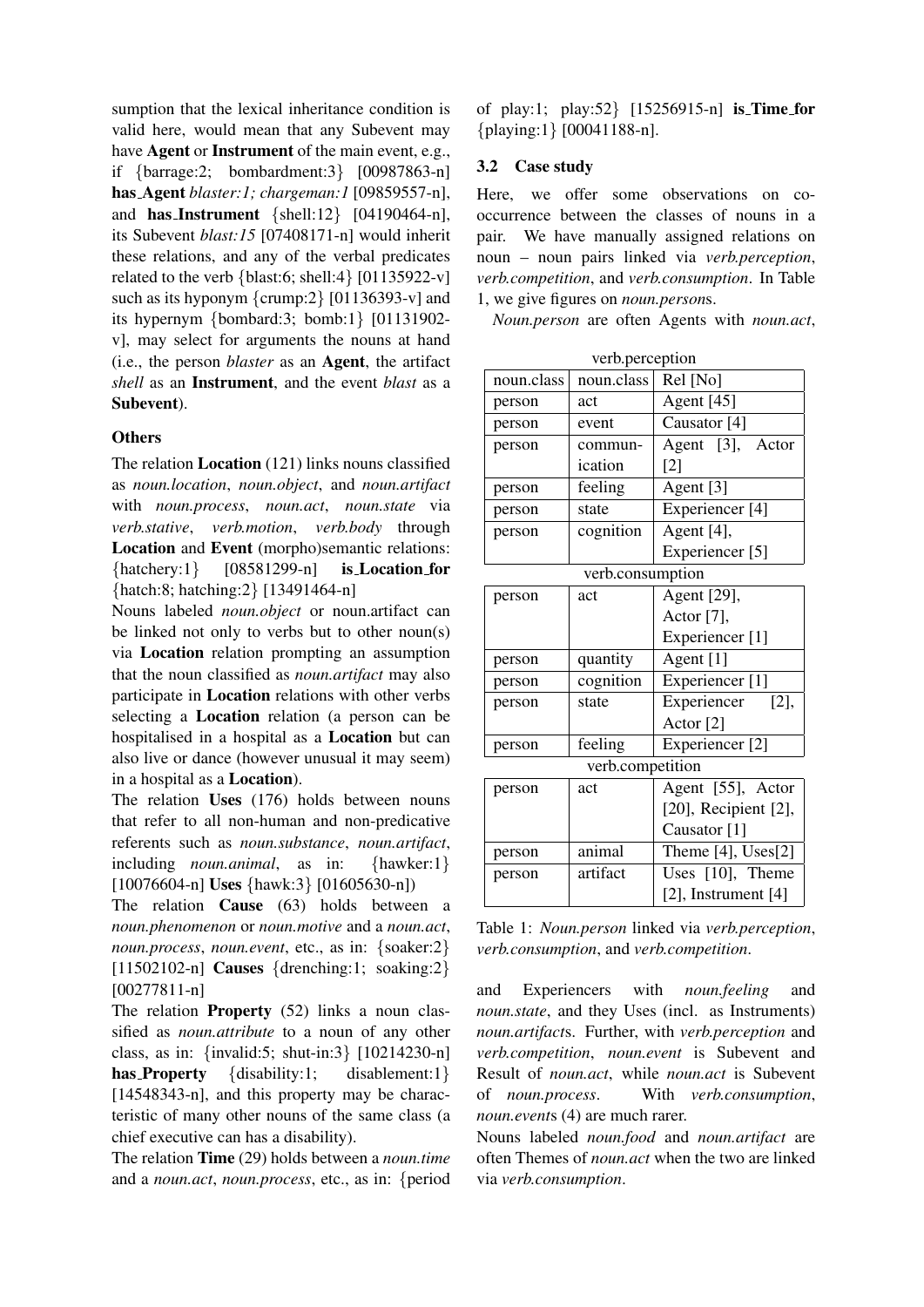sumption that the lexical inheritance condition is valid here, would mean that any Subevent may have **Agent** or **Instrument** of the main event, e.g., if {barrage:2; bombardment:3} [00987863-n] **has_Agent** *blaster:1; chargeman:1* [09859557-n], and **has_Instrument** {shell:12} [04190464-n], its Subevent *blast:15* [07408171-n] would inherit these relations, and any of the verbal predicates related to the verb {blast:6; shell:4} [01135922-v] such as its hyponym {crump:2} [01136393-v] and its hypernym {bombard:3; bomb:1} [01131902-v], may select for arguments the nouns at hand (i.e., the person *blaster* as an **Agent**, the artifact *shell* as an **Instrument**, and the event *blast* as a **Subevent**).

**Others**

The relation **Location** (121) links nouns classified as *noun.location*, *noun.object*, and *noun.artifact* with *noun.process*, *noun.act*, *noun.state* via *verb.stative*, *verb.motion*, *verb.body* through **Location** and **Event** (morpho)semantic relations: {hatchery:1} [08581299-n] **is_Location_for** {hatch:8; hatching:2} [13491464-n]

Nouns labeled *noun.object* or noun.artifact can be linked not only to verbs but to other noun(s) via **Location** relation prompting an assumption that the noun classified as *noun.artifact* may also participate in **Location** relations with other verbs selecting a **Location** relation (a person can be hospitalised in a hospital as a **Location** but can also live or dance (however unusual it may seem) in a hospital as a **Location**).

The relation **Uses** (176) holds between nouns that refer to all non-human and non-predicative referents such as *noun.substance*, *noun.artifact*, including *noun.animal*, as in: {hawker:1} [10076604-n] **Uses** {hawk:3} [01605630-n])

The relation **Cause** (63) holds between a *noun.phenomenon* or *noun.motive* and a *noun.act*, *noun.process*, *noun.event*, etc., as in: {soaker:2} [11502102-n] **Causes** {drenching:1; soaking:2} [00277811-n]

The relation **Property** (52) links a noun classified as *noun.attribute* to a noun of any other class, as in: {invalid:5; shut-in:3} [10214230-n] **has_Property** {disability:1; disablement:1} [14548343-n], and this property may be characteristic of many other nouns of the same class (a chief executive can has a disability).

The relation **Time** (29) holds between a *noun.time* and a *noun.act*, *noun.process*, etc., as in: {period of play:1; play:52} [15256915-n] **is_Time_for** {playing:1} [00041188-n].

### 3.2 Case study

Here, we offer some observations on co-occurrence between the classes of nouns in a pair. We have manually assigned relations on noun – noun pairs linked via *verb.perception*, *verb.competition*, and *verb.consumption*. In Table 1, we give figures on *noun.person*s.

*Noun.person* are often Agents with *noun.act*, and Experiencers with *noun.feeling* and *noun.state*, and they Uses (incl. as Instruments) *noun.artifact*s. Further, with *verb.perception* and *verb.competition*, *noun.event* is Subevent and Result of *noun.act*, while *noun.act* is Subevent of *noun.process*. With *verb.consumption*, *noun.event*s (4) are much rarer.

Nouns labeled *noun.food* and *noun.artifact* are often Themes of *noun.act* when the two are linked via *verb.consumption*.

| noun.class | noun.class | Rel [No] |
|---|---|---|
| **verb.perception** | | |
| person | act | Agent [45] |
| person | event | Causator [4] |
| person | commun-ication | Agent [3], Actor [2] |
| person | feeling | Agent [3] |
| person | state | Experiencer [4] |
| person | cognition | Agent [4], Experiencer [5] |
| **verb.consumption** | | |
| person | act | Agent [29], Actor [7], Experiencer [1] |
| person | quantity | Agent [1] |
| person | cognition | Experiencer [1] |
| person | state | Experiencer [2], Actor [2] |
| person | feeling | Experiencer [2] |
| **verb.competition** | | |
| person | act | Agent [55], Actor [20], Recipient [2], Causator [1] |
| person | animal | Theme [4], Uses[2] |
| person | artifact | Uses [10], Theme [2], Instrument [4] |

Table 1: *Noun.person* linked via *verb.perception*, *verb.consumption*, and *verb.competition*.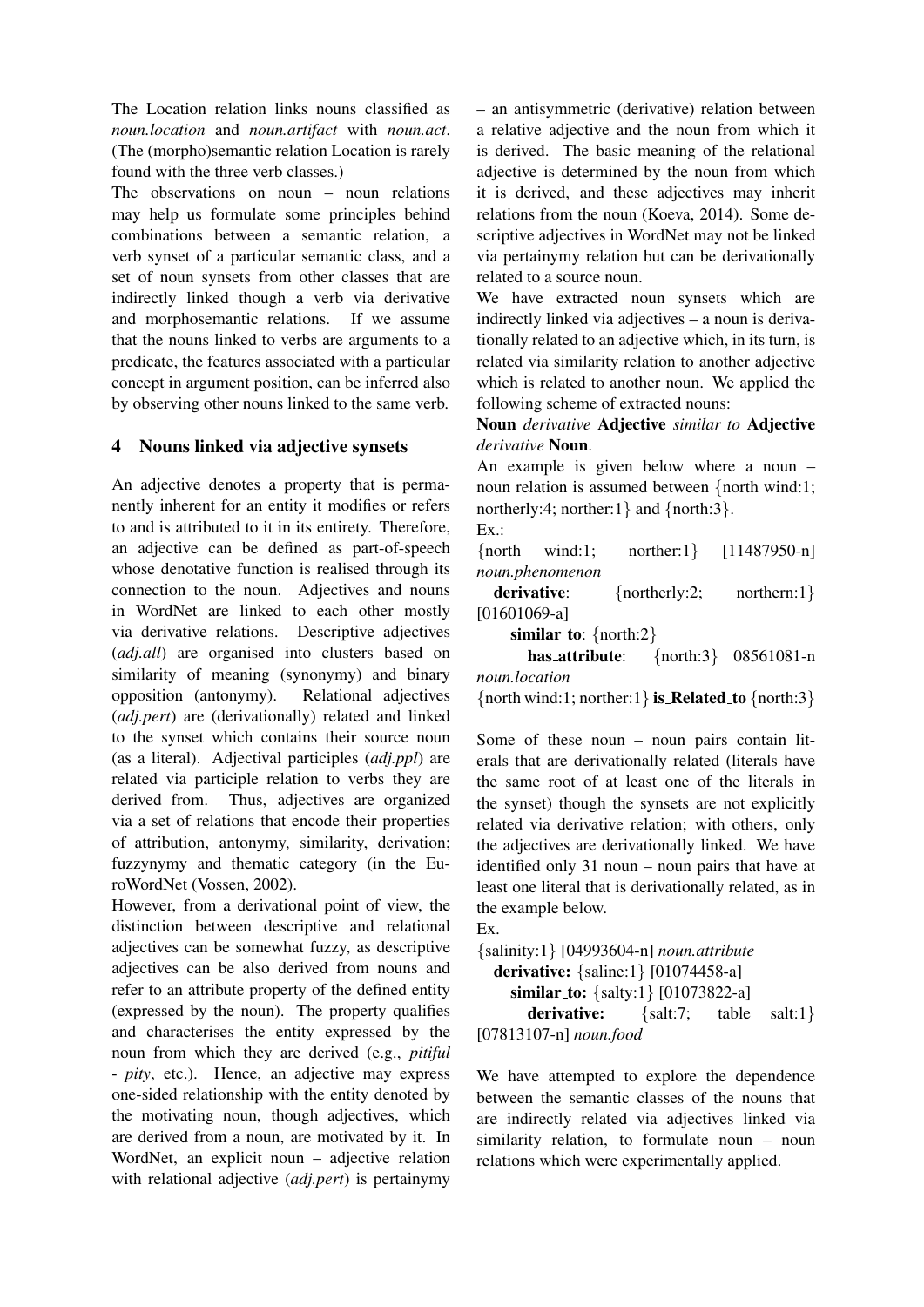The Location relation links nouns classified as *noun.location* and *noun.artifact* with *noun.act*. (The (morpho)semantic relation Location is rarely found with the three verb classes.)

The observations on noun – noun relations may help us formulate some principles behind combinations between a semantic relation, a verb synset of a particular semantic class, and a set of noun synsets from other classes that are indirectly linked though a verb via derivative and morphosemantic relations. If we assume that the nouns linked to verbs are arguments to a predicate, the features associated with a particular concept in argument position, can be inferred also by observing other nouns linked to the same verb.

## 4 Nouns linked via adjective synsets

An adjective denotes a property that is permanently inherent for an entity it modifies or refers to and is attributed to it in its entirety. Therefore, an adjective can be defined as part-of-speech whose denotative function is realised through its connection to the noun. Adjectives and nouns in WordNet are linked to each other mostly via derivative relations. Descriptive adjectives (*adj.all*) are organised into clusters based on similarity of meaning (synonymy) and binary opposition (antonymy). Relational adjectives (*adj.pert*) are (derivationally) related and linked to the synset which contains their source noun (as a literal). Adjectival participles (*adj.ppl*) are related via participle relation to verbs they are derived from. Thus, adjectives are organized via a set of relations that encode their properties of attribution, antonymy, similarity, derivation; fuzzynymy and thematic category (in the EuroWordNet (Vossen, 2002).

However, from a derivational point of view, the distinction between descriptive and relational adjectives can be somewhat fuzzy, as descriptive adjectives can be also derived from nouns and refer to an attribute property of the defined entity (expressed by the noun). The property qualifies and characterises the entity expressed by the noun from which they are derived (e.g., *pitiful* - *pity*, etc.). Hence, an adjective may express one-sided relationship with the entity denoted by the motivating noun, though adjectives, which are derived from a noun, are motivated by it. In WordNet, an explicit noun – adjective relation with relational adjective (*adj.pert*) is pertainymy – an antisymmetric (derivative) relation between a relative adjective and the noun from which it is derived. The basic meaning of the relational adjective is determined by the noun from which it is derived, and these adjectives may inherit relations from the noun (Koeva, 2014). Some descriptive adjectives in WordNet may not be linked via pertainymy relation but can be derivationally related to a source noun.

We have extracted noun synsets which are indirectly linked via adjectives – a noun is derivationally related to an adjective which, in its turn, is related via similarity relation to another adjective which is related to another noun. We applied the following scheme of extracted nouns:

**Noun** *derivative* **Adjective** *similar_to* **Adjective** *derivative* **Noun**.

An example is given below where a noun – noun relation is assumed between {north wind:1; northerly:4; norther:1} and {north:3}.

Ex.:

{north wind:1; norther:1} [11487950-n] *noun.phenomenon*
  **derivative**: {northerly:2; northern:1} [01601069-a]
    **similar_to**: {north:2}
      **has_attribute**: {north:3} 08561081-n *noun.location*

{north wind:1; norther:1} **is_Related_to** {north:3}

Some of these noun – noun pairs contain literals that are derivationally related (literals have the same root of at least one of the literals in the synset) though the synsets are not explicitly related via derivative relation; with others, only the adjectives are derivationally linked. We have identified only 31 noun – noun pairs that have at least one literal that is derivationally related, as in the example below.

Ex.

{salinity:1} [04993604-n] *noun.attribute*
  **derivative:** {saline:1} [01074458-a]
    **similar_to:** {salty:1} [01073822-a]
      **derivative:** {salt:7; table salt:1} [07813107-n] *noun.food*

We have attempted to explore the dependence between the semantic classes of the nouns that are indirectly related via adjectives linked via similarity relation, to formulate noun – noun relations which were experimentally applied.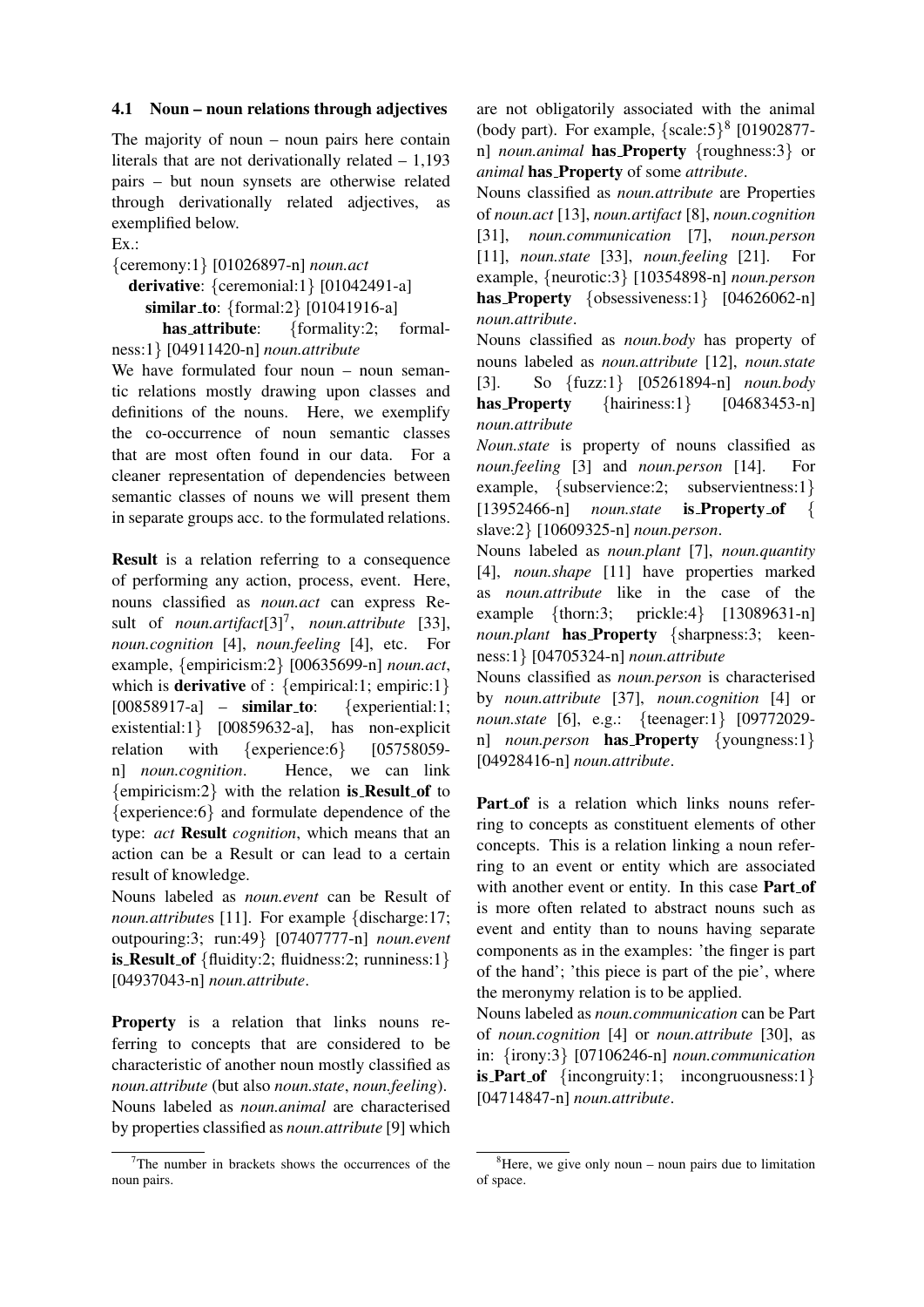### 4.1 Noun – noun relations through adjectives

The majority of noun – noun pairs here contain literals that are not derivationally related – 1,193 pairs – but noun synsets are otherwise related through derivationally related adjectives, as exemplified below.

Ex.:

{ceremony:1} [01026897-n] *noun.act*
  **derivative**: {ceremonial:1} [01042491-a]
    **similar_to**: {formal:2} [01041916-a]
      **has_attribute**: {formality:2; formalness:1} [04911420-n] *noun.attribute*

We have formulated four noun – noun semantic relations mostly drawing upon classes and definitions of the nouns. Here, we exemplify the co-occurrence of noun semantic classes that are most often found in our data. For a cleaner representation of dependencies between semantic classes of nouns we will present them in separate groups acc. to the formulated relations.

**Result** is a relation referring to a consequence of performing any action, process, event. Here, nouns classified as *noun.act* can express Result of *noun.artifact*[3][7], *noun.attribute* [33], *noun.cognition* [4], *noun.feeling* [4], etc. For example, {empiricism:2} [00635699-n] *noun.act*, which is **derivative** of : {empirical:1; empiric:1} [00858917-a] – **similar_to**: {experiential:1; existential:1} [00859632-a], has non-explicit relation with {experience:6} [05758059-n] *noun.cognition*. Hence, we can link {empiricism:2} with the relation **is_Result_of** to {experience:6} and formulate dependence of the type: *act* **Result** *cognition*, which means that an action can be a Result or can lead to a certain result of knowledge.

Nouns labeled as *noun.event* can be Result of *noun.attribute*s [11]. For example {discharge:17; outpouring:3; run:49} [07407777-n] *noun.event* **is_Result_of** {fluidity:2; fluidness:2; runniness:1} [04937043-n] *noun.attribute*.

**Property** is a relation that links nouns referring to concepts that are considered to be characteristic of another noun mostly classified as *noun.attribute* (but also *noun.state*, *noun.feeling*). Nouns labeled as *noun.animal* are characterised by properties classified as *noun.attribute* [9] which are not obligatorily associated with the animal (body part). For example, {scale:5}[8] [01902877-n] *noun.animal* **has_Property** {roughness:3} or *animal* **has_Property** of some *attribute*.

Nouns classified as *noun.attribute* are Properties of *noun.act* [13], *noun.artifact* [8], *noun.cognition* [31], *noun.communication* [7], *noun.person* [11], *noun.state* [33], *noun.feeling* [21]. For example, {neurotic:3} [10354898-n] *noun.person* **has_Property** {obsessiveness:1} [04626062-n] *noun.attribute*.

Nouns classified as *noun.body* has property of nouns labeled as *noun.attribute* [12], *noun.state* [3]. So {fuzz:1} [05261894-n] *noun.body* **has_Property** {hairiness:1} [04683453-n] *noun.attribute*

*Noun.state* is property of nouns classified as *noun.feeling* [3] and *noun.person* [14]. For example, {subservience:2; subservientness:1} [13952466-n] *noun.state* **is_Property_of** { slave:2} [10609325-n] *noun.person*.

Nouns labeled as *noun.plant* [7], *noun.quantity* [4], *noun.shape* [11] have properties marked as *noun.attribute* like in the case of the example {thorn:3; prickle:4} [13089631-n] *noun.plant* **has_Property** {sharpness:3; keenness:1} [04705324-n] *noun.attribute*

Nouns classified as *noun.person* is characterised by *noun.attribute* [37], *noun.cognition* [4] or *noun.state* [6], e.g.: {teenager:1} [09772029-n] *noun.person* **has_Property** {youngness:1} [04928416-n] *noun.attribute*.

**Part_of** is a relation which links nouns referring to concepts as constituent elements of other concepts. This is a relation linking a noun referring to an event or entity which are associated with another event or entity. In this case **Part_of** is more often related to abstract nouns such as event and entity than to nouns having separate components as in the examples: 'the finger is part of the hand'; 'this piece is part of the pie', where the meronymy relation is to be applied.

Nouns labeled as *noun.communication* can be Part of *noun.cognition* [4] or *noun.attribute* [30], as in: {irony:3} [07106246-n] *noun.communication* **is_Part_of** {incongruity:1; incongruousness:1} [04714847-n] *noun.attribute*.

[7] The number in brackets shows the occurrences of the noun pairs.

[8] Here, we give only noun – noun pairs due to limitation of space.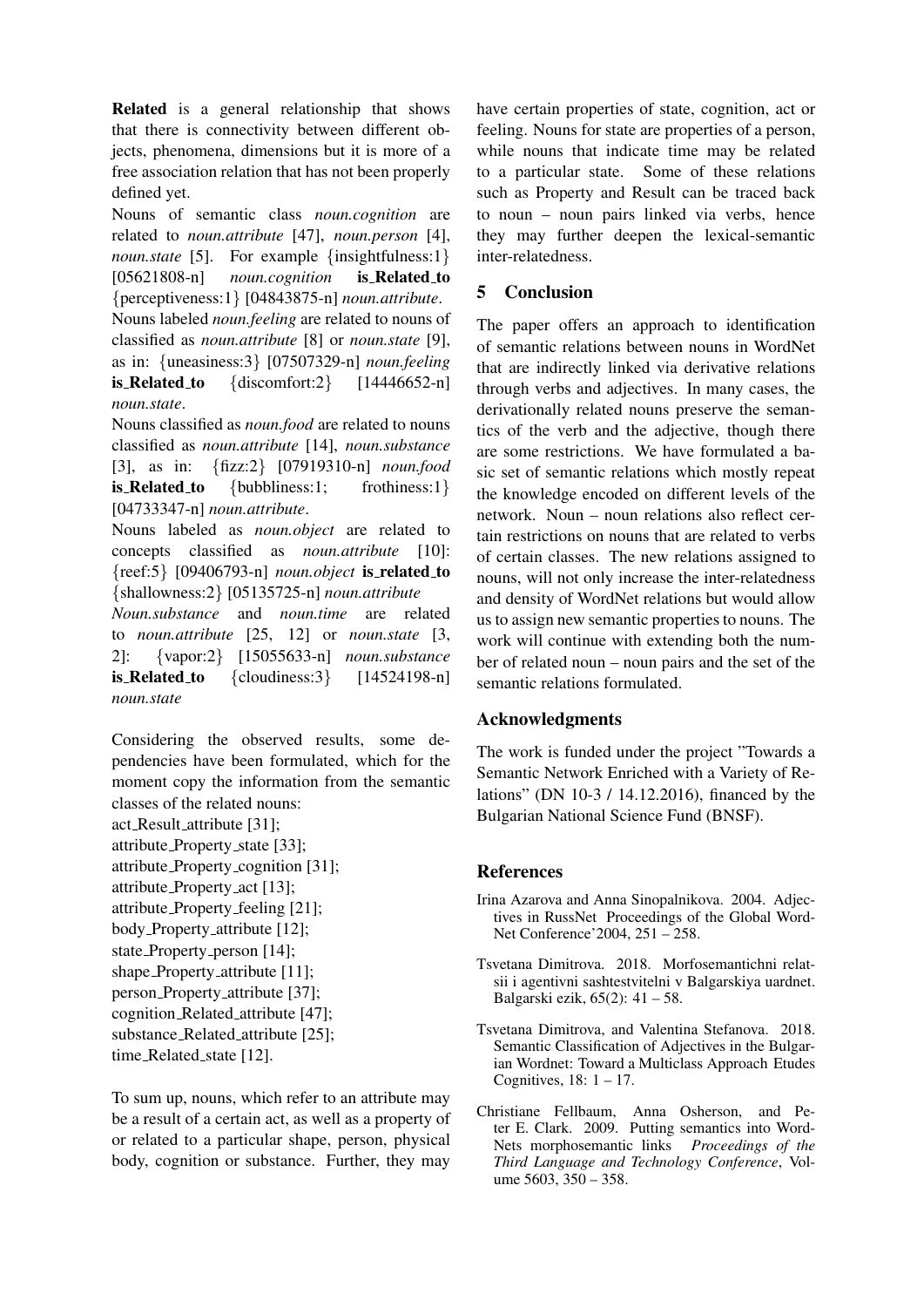**Related** is a general relationship that shows that there is connectivity between different objects, phenomena, dimensions but it is more of a free association relation that has not been properly defined yet.

Nouns of semantic class *noun.cognition* are related to *noun.attribute* [47], *noun.person* [4], *noun.state* [5]. For example {insightfulness:1} [05621808-n] *noun.cognition* **is_Related_to** {perceptiveness:1} [04843875-n] *noun.attribute*.

Nouns labeled *noun.feeling* are related to nouns of classified as *noun.attribute* [8] or *noun.state* [9], as in: {uneasiness:3} [07507329-n] *noun.feeling* **is_Related_to** {discomfort:2} [14446652-n] *noun.state*.

Nouns classified as *noun.food* are related to nouns classified as *noun.attribute* [14], *noun.substance* [3], as in: {fizz:2} [07919310-n] *noun.food* **is_Related_to** {bubbliness:1; frothiness:1} [04733347-n] *noun.attribute*.

Nouns labeled as *noun.object* are related to concepts classified as *noun.attribute* [10]: {reef:5} [09406793-n] *noun.object* **is_related_to** {shallowness:2} [05135725-n] *noun.attribute*

*Noun.substance* and *noun.time* are related to *noun.attribute* [25, 12] or *noun.state* [3, 2]: {vapor:2} [15055633-n] *noun.substance* **is_Related_to** {cloudiness:3} [14524198-n] *noun.state*

Considering the observed results, some dependencies have been formulated, which for the moment copy the information from the semantic classes of the related nouns:

act_Result_attribute [31];
attribute_Property_state [33];
attribute_Property_cognition [31];
attribute_Property_act [13];
attribute_Property_feeling [21];
body_Property_attribute [12];
state_Property_person [14];
shape_Property_attribute [11];
person_Property_attribute [37];
cognition_Related_attribute [47];
substance_Related_attribute [25];
time_Related_state [12].

To sum up, nouns, which refer to an attribute may be a result of a certain act, as well as a property of or related to a particular shape, person, physical body, cognition or substance. Further, they may have certain properties of state, cognition, act or feeling. Nouns for state are properties of a person, while nouns that indicate time may be related to a particular state. Some of these relations such as Property and Result can be traced back to noun – noun pairs linked via verbs, hence they may further deepen the lexical-semantic inter-relatedness.

## 5 Conclusion

The paper offers an approach to identification of semantic relations between nouns in WordNet that are indirectly linked via derivative relations through verbs and adjectives. In many cases, the derivationally related nouns preserve the semantics of the verb and the adjective, though there are some restrictions. We have formulated a basic set of semantic relations which mostly repeat the knowledge encoded on different levels of the network. Noun – noun relations also reflect certain restrictions on nouns that are related to verbs of certain classes. The new relations assigned to nouns, will not only increase the inter-relatedness and density of WordNet relations but would allow us to assign new semantic properties to nouns. The work will continue with extending both the number of related noun – noun pairs and the set of the semantic relations formulated.

## Acknowledgments

The work is funded under the project "Towards a Semantic Network Enriched with a Variety of Relations" (DN 10-3 / 14.12.2016), financed by the Bulgarian National Science Fund (BNSF).

## References

Irina Azarova and Anna Sinopalnikova. 2004. Adjectives in RussNet Proceedings of the Global WordNet Conference'2004, 251 – 258.

Tsvetana Dimitrova. 2018. Morfosemantichni relatsii i agentivni sashtestvitelni v Balgarskiya uardnet. Balgarski ezik, 65(2): 41 – 58.

Tsvetana Dimitrova, and Valentina Stefanova. 2018. Semantic Classification of Adjectives in the Bulgarian Wordnet: Toward a Multiclass Approach Etudes Cognitives, 18: 1 – 17.

Christiane Fellbaum, Anna Osherson, and Peter E. Clark. 2009. Putting semantics into WordNets morphosemantic links *Proceedings of the Third Language and Technology Conference*, Volume 5603, 350 – 358.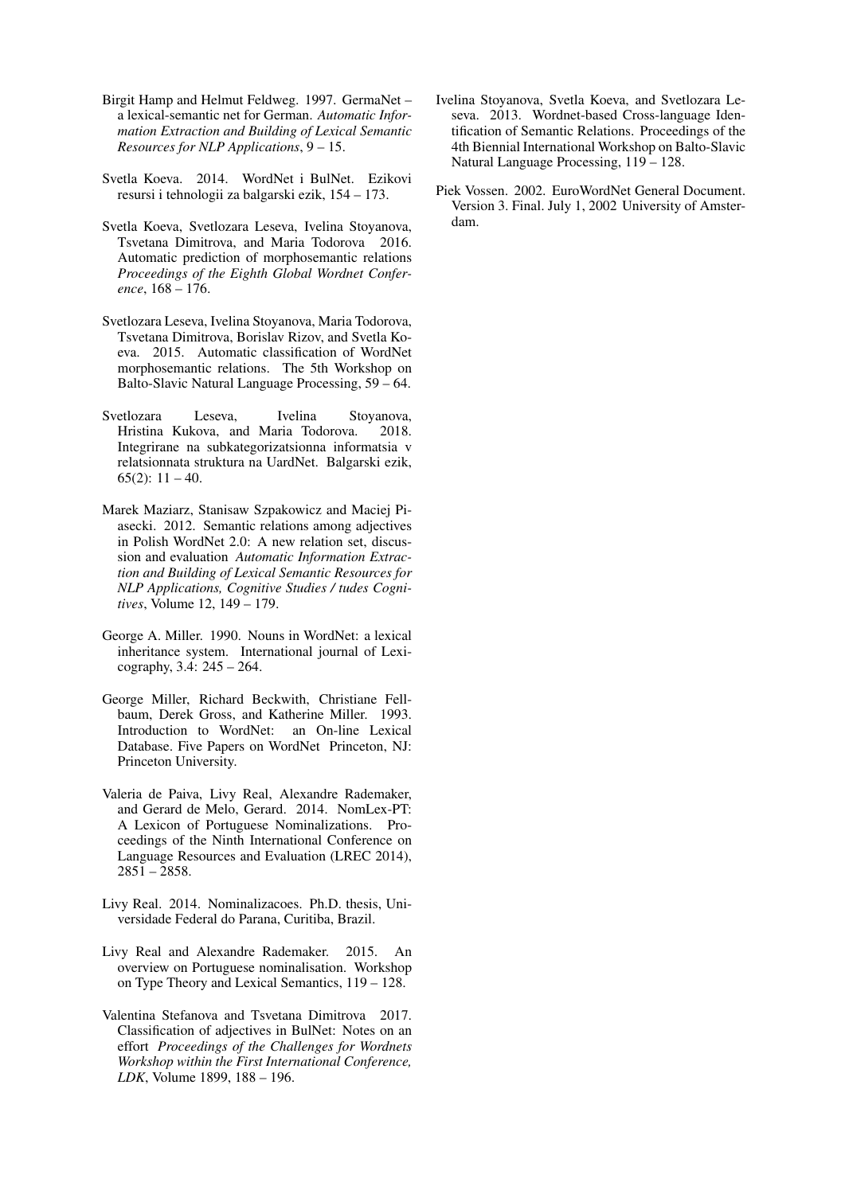Birgit Hamp and Helmut Feldweg. 1997. GermaNet – a lexical-semantic net for German. *Automatic Information Extraction and Building of Lexical Semantic Resources for NLP Applications*, 9 – 15.

Svetla Koeva. 2014. WordNet i BulNet. Ezikovi resursi i tehnologii za balgarski ezik, 154 – 173.

Svetla Koeva, Svetlozara Leseva, Ivelina Stoyanova, Tsvetana Dimitrova, and Maria Todorova 2016. Automatic prediction of morphosemantic relations *Proceedings of the Eighth Global Wordnet Conference*, 168 – 176.

Svetlozara Leseva, Ivelina Stoyanova, Maria Todorova, Tsvetana Dimitrova, Borislav Rizov, and Svetla Koeva. 2015. Automatic classification of WordNet morphosemantic relations. The 5th Workshop on Balto-Slavic Natural Language Processing, 59 – 64.

Svetlozara Leseva, Ivelina Stoyanova, Hristina Kukova, and Maria Todorova. 2018. Integrirane na subkategorizatsionna informatsia v relatsionnata struktura na UardNet. Balgarski ezik, 65(2): 11 – 40.

Marek Maziarz, Stanisaw Szpakowicz and Maciej Piasecki. 2012. Semantic relations among adjectives in Polish WordNet 2.0: A new relation set, discussion and evaluation *Automatic Information Extraction and Building of Lexical Semantic Resources for NLP Applications, Cognitive Studies / tudes Cognitives*, Volume 12, 149 – 179.

George A. Miller. 1990. Nouns in WordNet: a lexical inheritance system. International journal of Lexicography, 3.4: 245 – 264.

George Miller, Richard Beckwith, Christiane Fellbaum, Derek Gross, and Katherine Miller. 1993. Introduction to WordNet: an On-line Lexical Database. Five Papers on WordNet Princeton, NJ: Princeton University.

Valeria de Paiva, Livy Real, Alexandre Rademaker, and Gerard de Melo, Gerard. 2014. NomLex-PT: A Lexicon of Portuguese Nominalizations. Proceedings of the Ninth International Conference on Language Resources and Evaluation (LREC 2014), 2851 – 2858.

Livy Real. 2014. Nominalizacoes. Ph.D. thesis, Universidade Federal do Parana, Curitiba, Brazil.

Livy Real and Alexandre Rademaker. 2015. An overview on Portuguese nominalisation. Workshop on Type Theory and Lexical Semantics, 119 – 128.

Valentina Stefanova and Tsvetana Dimitrova 2017. Classification of adjectives in BulNet: Notes on an effort *Proceedings of the Challenges for Wordnets Workshop within the First International Conference, LDK*, Volume 1899, 188 – 196.

Ivelina Stoyanova, Svetla Koeva, and Svetlozara Leseva. 2013. Wordnet-based Cross-language Identification of Semantic Relations. Proceedings of the 4th Biennial International Workshop on Balto-Slavic Natural Language Processing, 119 – 128.

Piek Vossen. 2002. EuroWordNet General Document. Version 3. Final. July 1, 2002 University of Amsterdam.